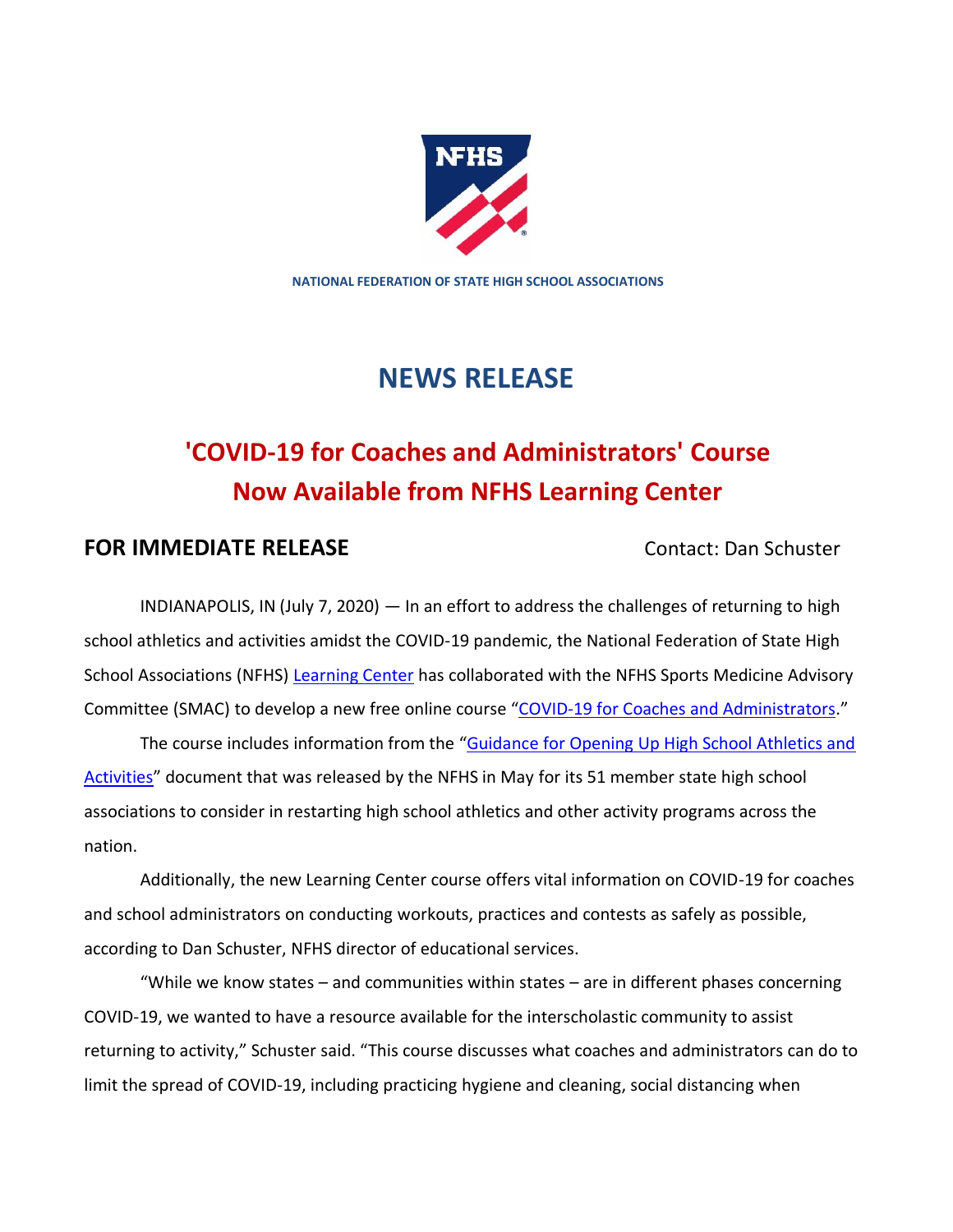NATIONAL FEDERATION OF STATE HIGH SCHOOL ASSOCIATIONS

# NEWS RELEASE

## 'COVID-19 for Coaches and Administrators' Course Now Available from NFHS Learning Center

**FOR IMMEDIATE RELEASE** Contact: Dan Schuster

INDIANAPOLIS, IN (July 7, 2020) — In an effort to address the challenges of returning to high school athletics and activities amidst the COVID-19 pandemic, the National Federation of State High School Associations (NFHS) Learning Center has collaborated with the NFHS Sports Medicine Advisory Committee (SMAC) to develop a new free online course "COVID-19 for Coaches and Administrators."

The course includes information from the "Guidance for Opening Up High School Athletics and Activities" document that was released by the NFHS in May for its 51 member state high school associations to consider in restarting high school athletics and other activity programs across the nation.

Additionally, the new Learning Center course offers vital information on COVID-19 for coaches and school administrators on conducting workouts, practices and contests as safely as possible, according to Dan Schuster, NFHS director of educational services.

"While we know states – and communities within states – are in different phases concerning COVID-19, we wanted to have a resource available for the interscholastic community to assist returning to activity," Schuster said. "This course discusses what coaches and administrators can do to limit the spread of COVID-19, including practicing hygiene and cleaning, social distancing when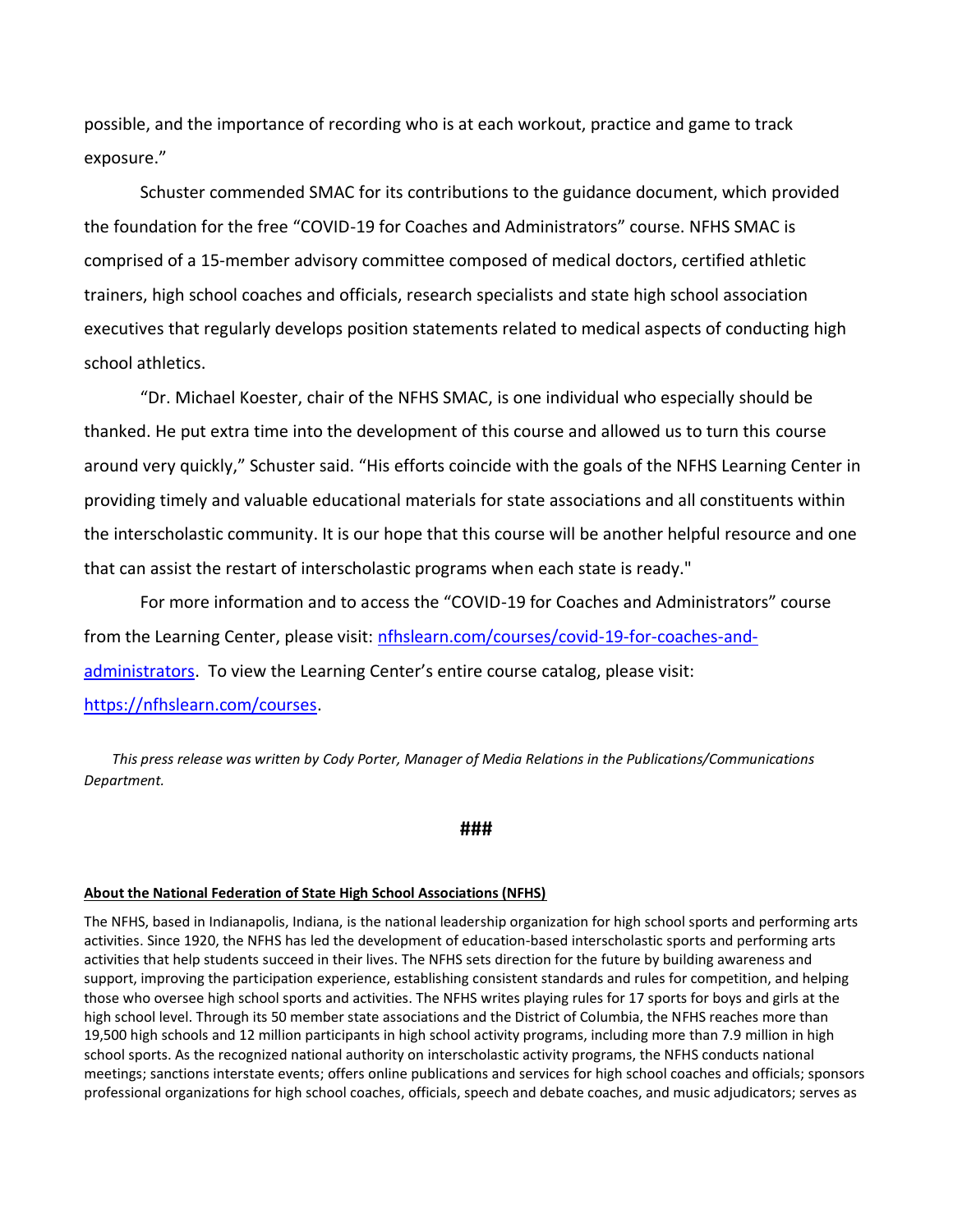possible, and the importance of recording who is at each workout, practice and game to track exposure."

Schuster commended SMAC for its contributions to the guidance document, which provided the foundation for the free "COVID-19 for Coaches and Administrators" course. NFHS SMAC is comprised of a 15-member advisory committee composed of medical doctors, certified athletic trainers, high school coaches and officials, research specialists and state high school association executives that regularly develops position statements related to medical aspects of conducting high school athletics.

"Dr. Michael Koester, chair of the NFHS SMAC, is one individual who especially should be thanked. He put extra time into the development of this course and allowed us to turn this course around very quickly," Schuster said. "His efforts coincide with the goals of the NFHS Learning Center in providing timely and valuable educational materials for state associations and all constituents within the interscholastic community. It is our hope that this course will be another helpful resource and one that can assist the restart of interscholastic programs when each state is ready."

For more information and to access the "COVID-19 for Coaches and Administrators" course from the Learning Center, please visit: [nfhslearn.com/courses/covid-19-for-coaches-and-administrators](nfhslearn.com/courses/covid-19-for-coaches-and-administrators). To view the Learning Center's entire course catalog, please visit: [https://nfhslearn.com/courses](https://nfhslearn.com/courses).

*This press release was written by Cody Porter, Manager of Media Relations in the Publications/Communications Department.*

**###**

**About the National Federation of State High School Associations (NFHS)**

The NFHS, based in Indianapolis, Indiana, is the national leadership organization for high school sports and performing arts activities. Since 1920, the NFHS has led the development of education-based interscholastic sports and performing arts activities that help students succeed in their lives. The NFHS sets direction for the future by building awareness and support, improving the participation experience, establishing consistent standards and rules for competition, and helping those who oversee high school sports and activities. The NFHS writes playing rules for 17 sports for boys and girls at the high school level. Through its 50 member state associations and the District of Columbia, the NFHS reaches more than 19,500 high schools and 12 million participants in high school activity programs, including more than 7.9 million in high school sports. As the recognized national authority on interscholastic activity programs, the NFHS conducts national meetings; sanctions interstate events; offers online publications and services for high school coaches and officials; sponsors professional organizations for high school coaches, officials, speech and debate coaches, and music adjudicators; serves as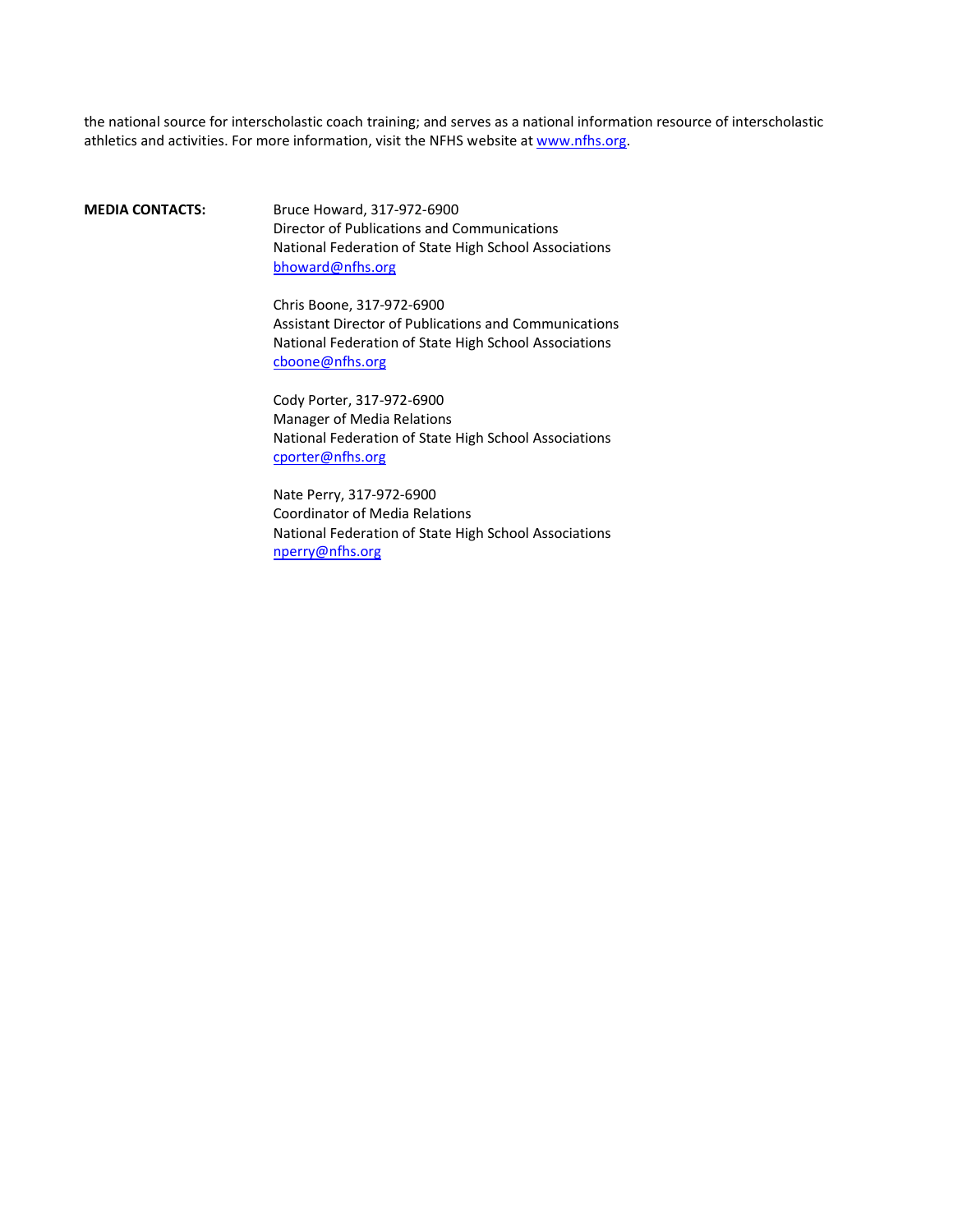the national source for interscholastic coach training; and serves as a national information resource of interscholastic athletics and activities. For more information, visit the NFHS website at [www.nfhs.org](http://www.nfhs.org).

**MEDIA CONTACTS:**

Bruce Howard, 317-972-6900
Director of Publications and Communications
National Federation of State High School Associations
[bhoward@nfhs.org](mailto:bhoward@nfhs.org)

Chris Boone, 317-972-6900
Assistant Director of Publications and Communications
National Federation of State High School Associations
[cboone@nfhs.org](mailto:cboone@nfhs.org)

Cody Porter, 317-972-6900
Manager of Media Relations
National Federation of State High School Associations
[cporter@nfhs.org](mailto:cporter@nfhs.org)

Nate Perry, 317-972-6900
Coordinator of Media Relations
National Federation of State High School Associations
[nperry@nfhs.org](mailto:nperry@nfhs.org)